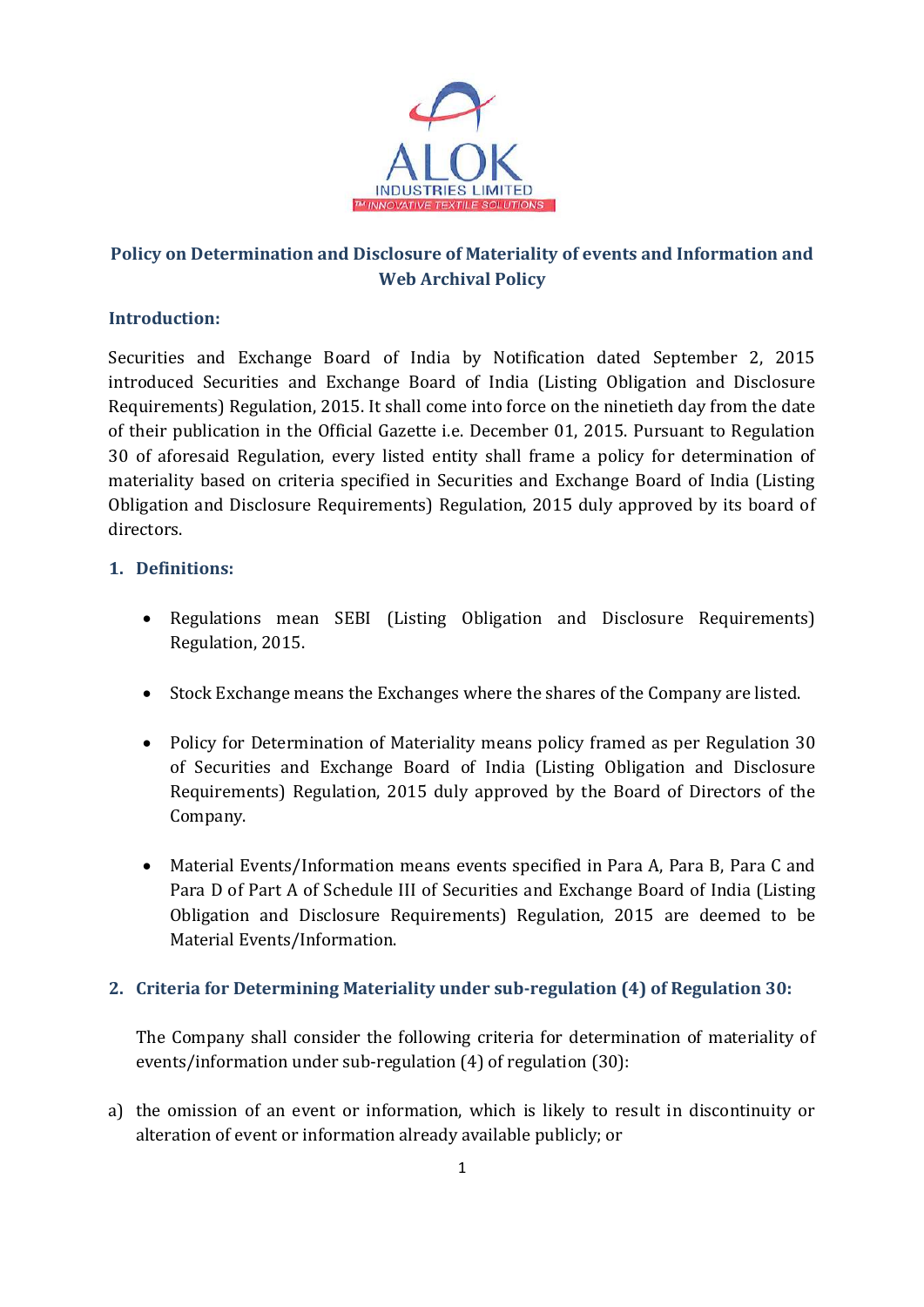# Policy on Determination and Disclosure of Materiality of events and Information and Web Archival Policy

## Introduction:

Securities and Exchange Board of India by Notification dated September 2, 2015 introduced Securities and Exchange Board of India (Listing Obligation and Disclosure Requirements) Regulation, 2015. It shall come into force on the ninetieth day from the date of their publication in the Official Gazette i.e. December 01, 2015. Pursuant to Regulation 30 of aforesaid Regulation, every listed entity shall frame a policy for determination of materiality based on criteria specified in Securities and Exchange Board of India (Listing Obligation and Disclosure Requirements) Regulation, 2015 duly approved by its board of directors.

## 1. Definitions:

- Regulations mean SEBI (Listing Obligation and Disclosure Requirements) Regulation, 2015.
- Stock Exchange means the Exchanges where the shares of the Company are listed.
- Policy for Determination of Materiality means policy framed as per Regulation 30 of Securities and Exchange Board of India (Listing Obligation and Disclosure Requirements) Regulation, 2015 duly approved by the Board of Directors of the Company.
- Material Events/Information means events specified in Para A, Para B, Para C and Para D of Part A of Schedule III of Securities and Exchange Board of India (Listing Obligation and Disclosure Requirements) Regulation, 2015 are deemed to be Material Events/Information.

## 2. Criteria for Determining Materiality under sub-regulation (4) of Regulation 30:

The Company shall consider the following criteria for determination of materiality of events/information under sub-regulation (4) of regulation (30):

a) the omission of an event or information, which is likely to result in discontinuity or alteration of event or information already available publicly; or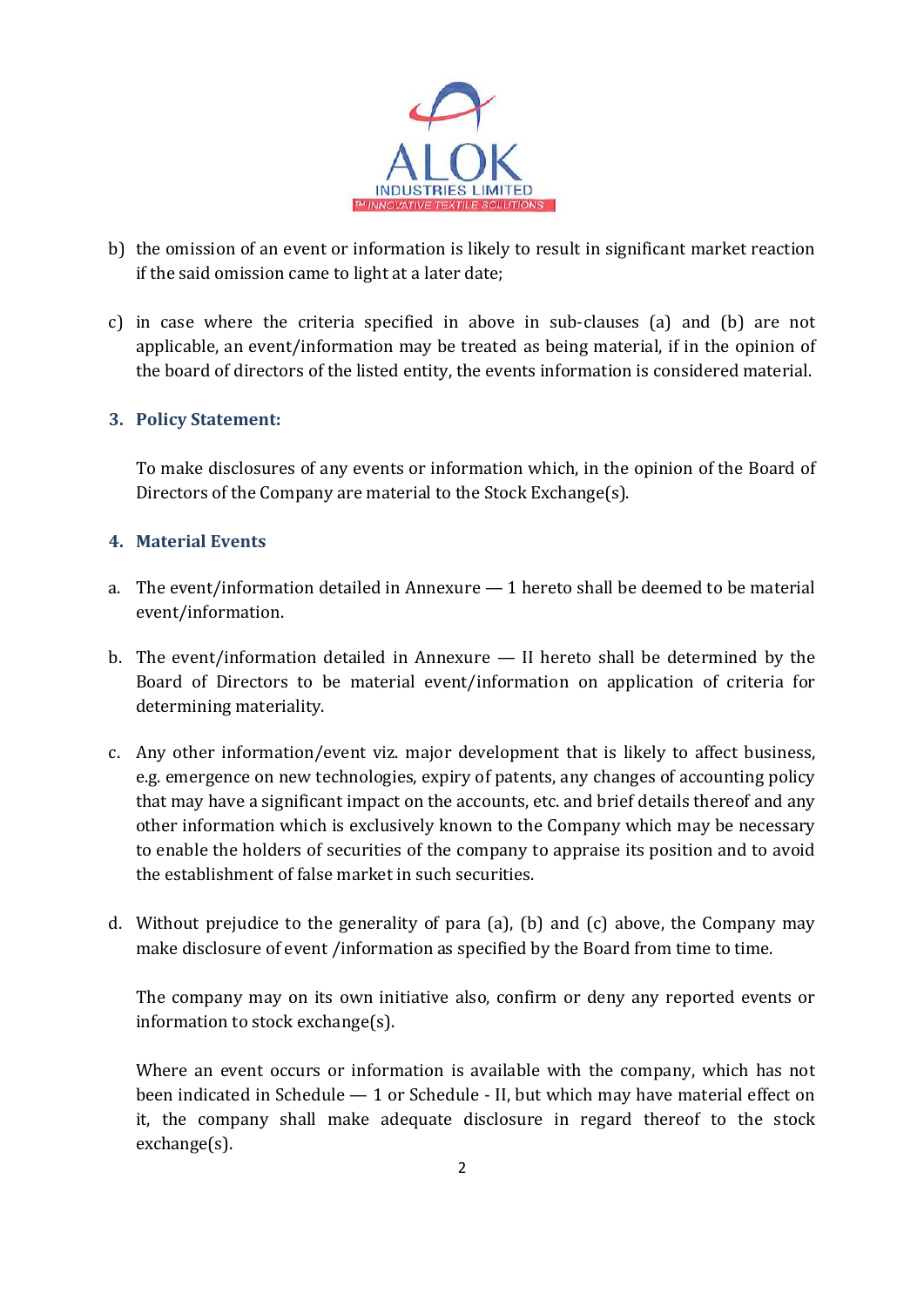b) the omission of an event or information is likely to result in significant market reaction if the said omission came to light at a later date;

c) in case where the criteria specified in above in sub-clauses (a) and (b) are not applicable, an event/information may be treated as being material, if in the opinion of the board of directors of the listed entity, the events information is considered material.

### 3. Policy Statement:

To make disclosures of any events or information which, in the opinion of the Board of Directors of the Company are material to the Stock Exchange(s).

### 4. Material Events

a. The event/information detailed in Annexure — 1 hereto shall be deemed to be material event/information.

b. The event/information detailed in Annexure — II hereto shall be determined by the Board of Directors to be material event/information on application of criteria for determining materiality.

c. Any other information/event viz. major development that is likely to affect business, e.g. emergence on new technologies, expiry of patents, any changes of accounting policy that may have a significant impact on the accounts, etc. and brief details thereof and any other information which is exclusively known to the Company which may be necessary to enable the holders of securities of the company to appraise its position and to avoid the establishment of false market in such securities.

d. Without prejudice to the generality of para (a), (b) and (c) above, the Company may make disclosure of event /information as specified by the Board from time to time.

The company may on its own initiative also, confirm or deny any reported events or information to stock exchange(s).

Where an event occurs or information is available with the company, which has not been indicated in Schedule — 1 or Schedule - II, but which may have material effect on it, the company shall make adequate disclosure in regard thereof to the stock exchange(s).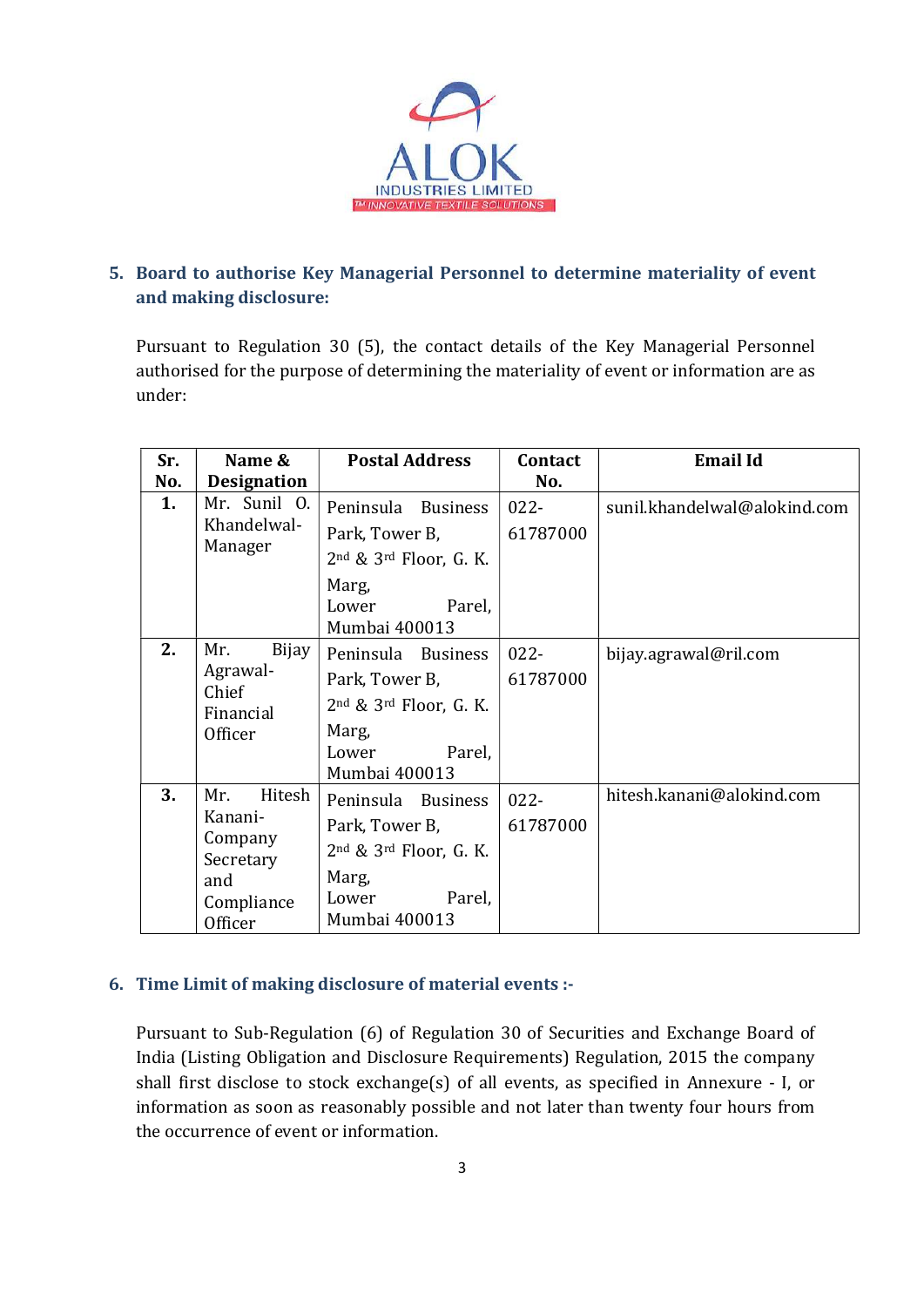## 5. Board to authorise Key Managerial Personnel to determine materiality of event and making disclosure:

Pursuant to Regulation 30 (5), the contact details of the Key Managerial Personnel authorised for the purpose of determining the materiality of event or information are as under:

| Sr. No. | Name & Designation | Postal Address | Contact No. | Email Id |
|---|---|---|---|---|
| 1. | Mr. Sunil O. Khandelwal-Manager | Peninsula Business Park, Tower B, 2nd & 3rd Floor, G. K. Marg, Lower Parel, Mumbai 400013 | 022-61787000 | sunil.khandelwal@alokind.com |
| 2. | Mr. Bijay Agrawal-Chief Financial Officer | Peninsula Business Park, Tower B, 2nd & 3rd Floor, G. K. Marg, Lower Parel, Mumbai 400013 | 022-61787000 | bijay.agrawal@ril.com |
| 3. | Mr. Hitesh Kanani-Company Secretary and Compliance Officer | Peninsula Business Park, Tower B, 2nd & 3rd Floor, G. K. Marg, Lower Parel, Mumbai 400013 | 022-61787000 | hitesh.kanani@alokind.com |

## 6. Time Limit of making disclosure of material events :-

Pursuant to Sub-Regulation (6) of Regulation 30 of Securities and Exchange Board of India (Listing Obligation and Disclosure Requirements) Regulation, 2015 the company shall first disclose to stock exchange(s) of all events, as specified in Annexure - I, or information as soon as reasonably possible and not later than twenty four hours from the occurrence of event or information.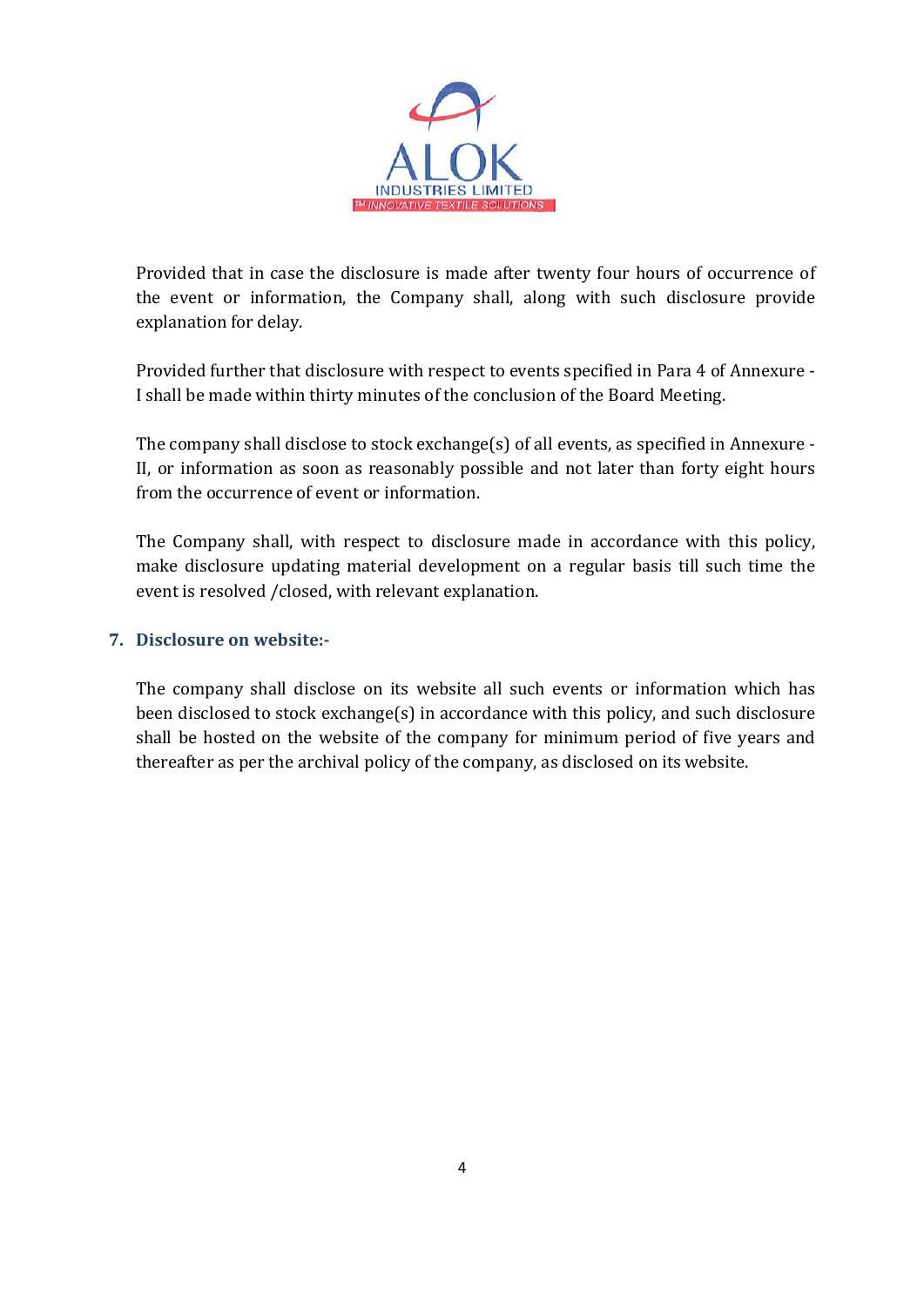Provided that in case the disclosure is made after twenty four hours of occurrence of the event or information, the Company shall, along with such disclosure provide explanation for delay.

Provided further that disclosure with respect to events specified in Para 4 of Annexure - I shall be made within thirty minutes of the conclusion of the Board Meeting.

The company shall disclose to stock exchange(s) of all events, as specified in Annexure - II, or information as soon as reasonably possible and not later than forty eight hours from the occurrence of event or information.

The Company shall, with respect to disclosure made in accordance with this policy, make disclosure updating material development on a regular basis till such time the event is resolved /closed, with relevant explanation.

## 7. Disclosure on website:-

The company shall disclose on its website all such events or information which has been disclosed to stock exchange(s) in accordance with this policy, and such disclosure shall be hosted on the website of the company for minimum period of five years and thereafter as per the archival policy of the company, as disclosed on its website.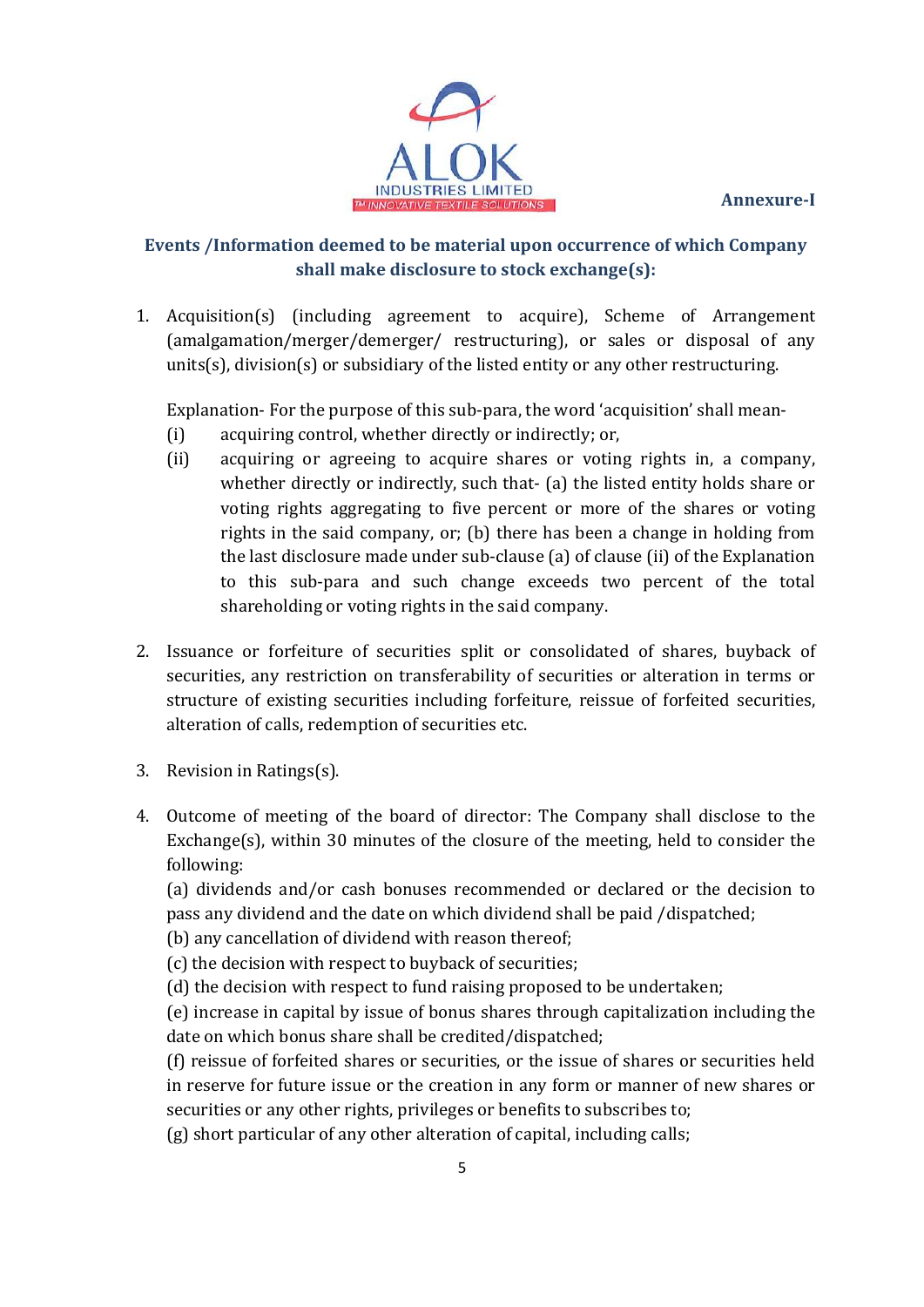**Annexure-I**

## Events /Information deemed to be material upon occurrence of which Company shall make disclosure to stock exchange(s):

1. Acquisition(s) (including agreement to acquire), Scheme of Arrangement (amalgamation/merger/demerger/ restructuring), or sales or disposal of any units(s), division(s) or subsidiary of the listed entity or any other restructuring.

   Explanation- For the purpose of this sub-para, the word 'acquisition' shall mean-

   (i) acquiring control, whether directly or indirectly; or,

   (ii) acquiring or agreeing to acquire shares or voting rights in, a company, whether directly or indirectly, such that- (a) the listed entity holds share or voting rights aggregating to five percent or more of the shares or voting rights in the said company, or; (b) there has been a change in holding from the last disclosure made under sub-clause (a) of clause (ii) of the Explanation to this sub-para and such change exceeds two percent of the total shareholding or voting rights in the said company.

2. Issuance or forfeiture of securities split or consolidated of shares, buyback of securities, any restriction on transferability of securities or alteration in terms or structure of existing securities including forfeiture, reissue of forfeited securities, alteration of calls, redemption of securities etc.

3. Revision in Ratings(s).

4. Outcome of meeting of the board of director: The Company shall disclose to the Exchange(s), within 30 minutes of the closure of the meeting, held to consider the following:

   (a) dividends and/or cash bonuses recommended or declared or the decision to pass any dividend and the date on which dividend shall be paid /dispatched;

   (b) any cancellation of dividend with reason thereof;

   (c) the decision with respect to buyback of securities;

   (d) the decision with respect to fund raising proposed to be undertaken;

   (e) increase in capital by issue of bonus shares through capitalization including the date on which bonus share shall be credited/dispatched;

   (f) reissue of forfeited shares or securities, or the issue of shares or securities held in reserve for future issue or the creation in any form or manner of new shares or securities or any other rights, privileges or benefits to subscribes to;

   (g) short particular of any other alteration of capital, including calls;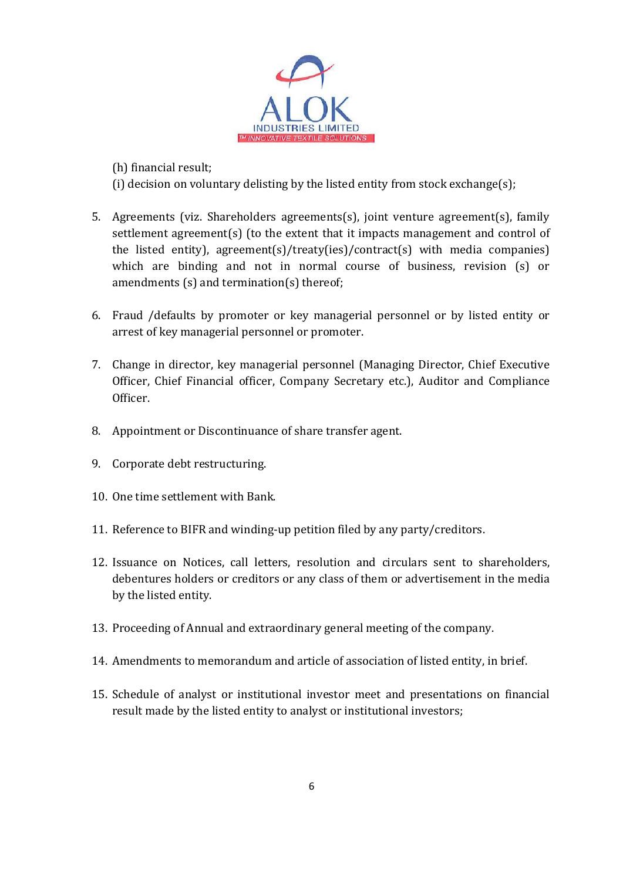(h) financial result;

(i) decision on voluntary delisting by the listed entity from stock exchange(s);

5. Agreements (viz. Shareholders agreements(s), joint venture agreement(s), family settlement agreement(s) (to the extent that it impacts management and control of the listed entity), agreement(s)/treaty(ies)/contract(s) with media companies) which are binding and not in normal course of business, revision (s) or amendments (s) and termination(s) thereof;

6. Fraud /defaults by promoter or key managerial personnel or by listed entity or arrest of key managerial personnel or promoter.

7. Change in director, key managerial personnel (Managing Director, Chief Executive Officer, Chief Financial officer, Company Secretary etc.), Auditor and Compliance Officer.

8. Appointment or Discontinuance of share transfer agent.

9. Corporate debt restructuring.

10. One time settlement with Bank.

11. Reference to BIFR and winding-up petition filed by any party/creditors.

12. Issuance on Notices, call letters, resolution and circulars sent to shareholders, debentures holders or creditors or any class of them or advertisement in the media by the listed entity.

13. Proceeding of Annual and extraordinary general meeting of the company.

14. Amendments to memorandum and article of association of listed entity, in brief.

15. Schedule of analyst or institutional investor meet and presentations on financial result made by the listed entity to analyst or institutional investors;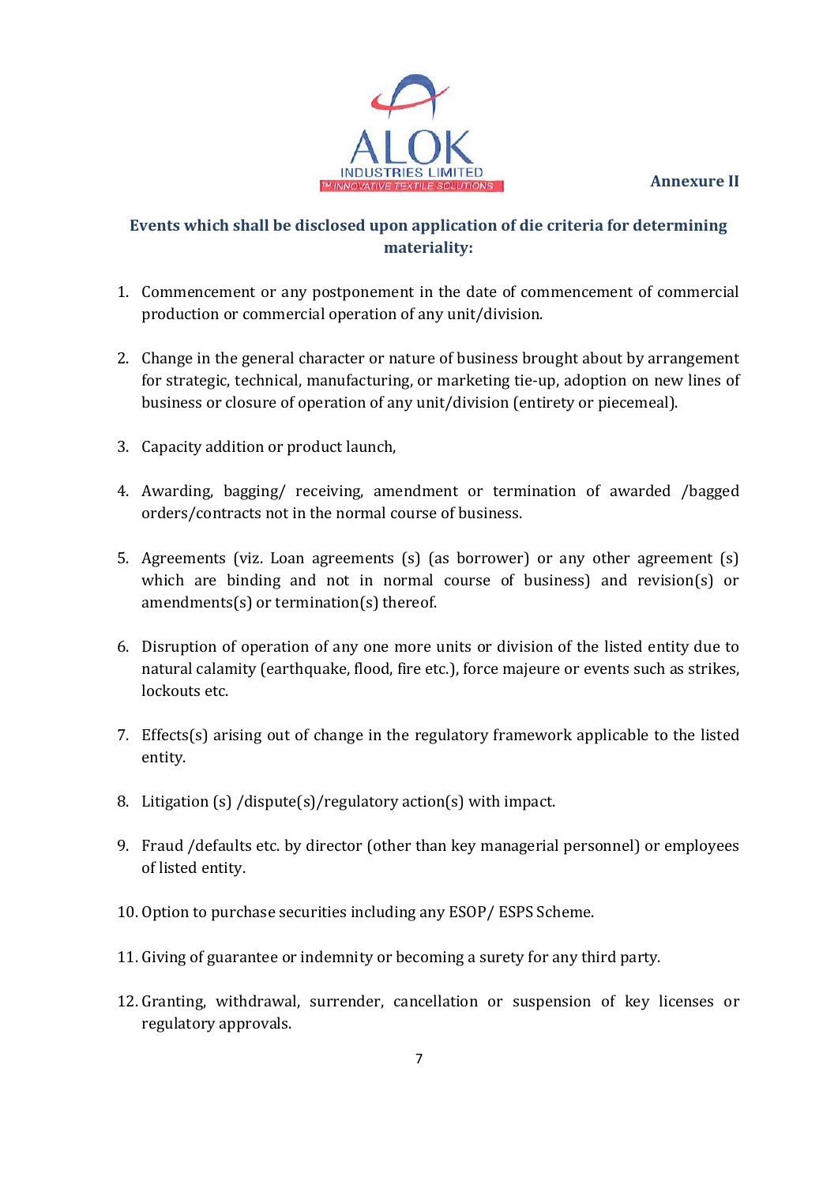**Annexure II**

## Events which shall be disclosed upon application of die criteria for determining materiality:

1. Commencement or any postponement in the date of commencement of commercial production or commercial operation of any unit/division.

2. Change in the general character or nature of business brought about by arrangement for strategic, technical, manufacturing, or marketing tie-up, adoption on new lines of business or closure of operation of any unit/division (entirety or piecemeal).

3. Capacity addition or product launch,

4. Awarding, bagging/ receiving, amendment or termination of awarded /bagged orders/contracts not in the normal course of business.

5. Agreements (viz. Loan agreements (s) (as borrower) or any other agreement (s) which are binding and not in normal course of business) and revision(s) or amendments(s) or termination(s) thereof.

6. Disruption of operation of any one more units or division of the listed entity due to natural calamity (earthquake, flood, fire etc.), force majeure or events such as strikes, lockouts etc.

7. Effects(s) arising out of change in the regulatory framework applicable to the listed entity.

8. Litigation (s) /dispute(s)/regulatory action(s) with impact.

9. Fraud /defaults etc. by director (other than key managerial personnel) or employees of listed entity.

10. Option to purchase securities including any ESOP/ ESPS Scheme.

11. Giving of guarantee or indemnity or becoming a surety for any third party.

12. Granting, withdrawal, surrender, cancellation or suspension of key licenses or regulatory approvals.